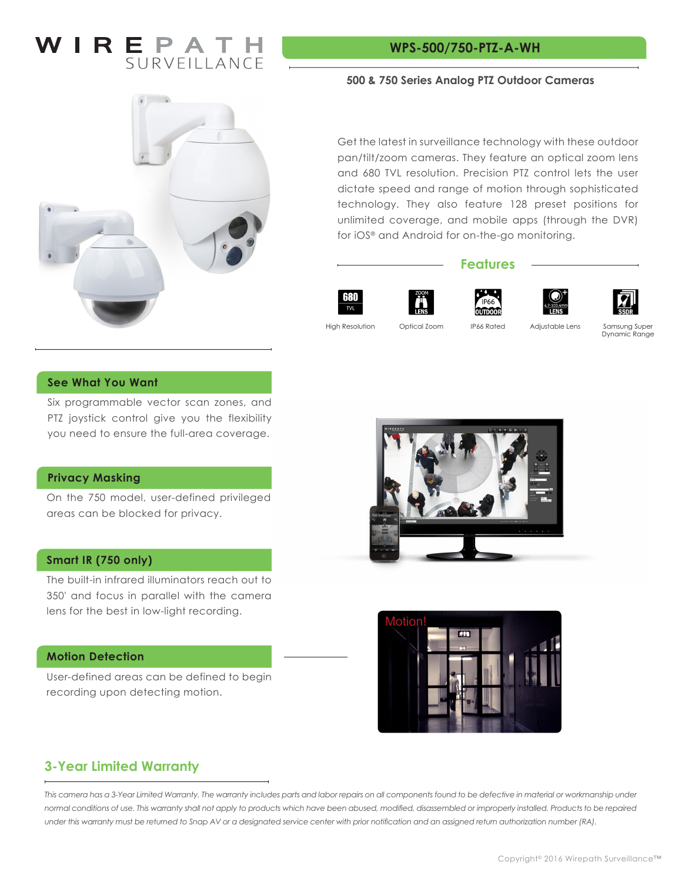# WIREPATH SURVEILLANCE

## WPS-500/750-PTZ-A-WH

### 500 & 750 Series Analog PTZ Outdoor Cameras

Get the latest in surveillance technology with these outdoor pan/tilt/zoom cameras. They feature an optical zoom lens and 680 TVL resolution. Precision PTZ control lets the user dictate speed and range of motion through sophisticated technology. They also feature 128 preset positions for unlimited coverage, and mobile apps (through the DVR) for iOS® and Android for on-the-go monitoring.

### Features

- High Resolution
- Optical Zoom
- IP66 Rated
- Adjustable Lens
- Samsung Super Dynamic Range

### See What You Want

Six programmable vector scan zones, and PTZ joystick control give you the flexibility you need to ensure the full-area coverage.

### Privacy Masking

On the 750 model, user-defined privileged areas can be blocked for privacy.

### Smart IR (750 only)

The built-in infrared illuminators reach out to 350' and focus in parallel with the camera lens for the best in low-light recording.

### Motion Detection

User-defined areas can be defined to begin recording upon detecting motion.

Motion!

## 3-Year Limited Warranty

*This camera has a 3-Year Limited Warranty. The warranty includes parts and labor repairs on all components found to be defective in material or workmanship under normal conditions of use. This warranty shall not apply to products which have been abused, modified, disassembled or improperly installed. Products to be repaired under this warranty must be returned to Snap AV or a designated service center with prior notification and an assigned return authorization number (RA).*

Copyright© 2016 Wirepath Surveillance™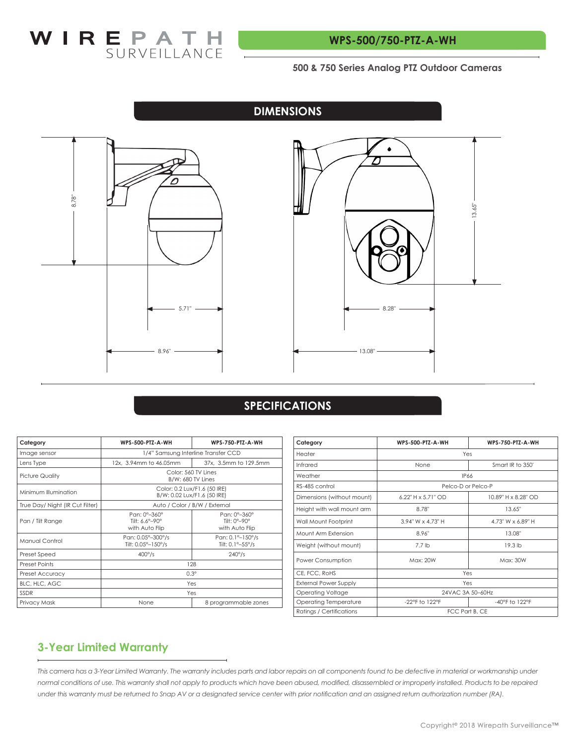# WIREPATH SURVEILLANCE

## WPS-500/750-PTZ-A-WH

**500 & 750 Series Analog PTZ Outdoor Cameras**

## DIMENSIONS

8.78"

5.71"

8.96"

13.65"

8.28"

13.08"

## SPECIFICATIONS

| Category | WPS-500-PTZ-A-WH | WPS-750-PTZ-A-WH |
|---|---|---|
| Image sensor | 1/4" Samsung Interline Transfer CCD | |
| Lens Type | 12x, 3.94mm to 46.05mm | 37x, 3.5mm to 129.5mm |
| Picture Quality | Color: 560 TV Lines<br>B/W: 680 TV Lines | |
| Minimum Illumination | Color: 0.2 Lux/F1.6 (50 IRE)<br>B/W: 0.02 Lux/F1.6 (50 IRE) | |
| True Day/ Night (IR Cut Filter) | Auto / Color / B/W / External | |
| Pan / Tilt Range | Pan: 0°–360°<br>Tilt: 6.6°–90°<br>with Auto Flip | Pan: 0°–360°<br>Tilt: 0°–90°<br>with Auto Flip |
| Manual Control | Pan: 0.05°–300°/s<br>Tilt: 0.05°–150°/s | Pan: 0.1°–150°/s<br>Tilt: 0.1°–55°/s |
| Preset Speed | 400°/s | 240°/s |
| Preset Points | 128 | |
| Preset Accuracy | 0.3° | |
| BLC, HLC, AGC | Yes | |
| SSDR | Yes | |
| Privacy Mask | None | 8 programmable zones |

| Category | WPS-500-PTZ-A-WH | WPS-750-PTZ-A-WH |
|---|---|---|
| Heater | Yes | |
| Infrared | None | Smart IR to 350' |
| Weather | IP66 | |
| RS-485 control | Pelco-D or Pelco-P | |
| Dimensions (without mount) | 6.22" H x 5.71" OD | 10.89" H x 8.28" OD |
| Height with wall mount arm | 8.78" | 13.65" |
| Wall Mount Footprint | 3.94" W x 4.73" H | 4.73" W x 6.89" H |
| Mount Arm Extension | 8.96" | 13.08" |
| Weight (without mount) | 7.7 lb | 19.3 lb |
| Power Consumption | Max: 20W | Max: 30W |
| CE, FCC, RoHS | Yes | |
| External Power Supply | Yes | |
| Operating Voltage | 24VAC 3A 50–60Hz | |
| Operating Temperature | -22°F to 122°F | -40°F to 122°F |
| Ratings / Certifications | FCC Part B, CE | |

## 3-Year Limited Warranty

*This camera has a 3-Year Limited Warranty. The warranty includes parts and labor repairs on all components found to be defective in material or workmanship under normal conditions of use. This warranty shall not apply to products which have been abused, modified, disassembled or improperly installed. Products to be repaired under this warranty must be returned to Snap AV or a designated service center with prior notification and an assigned return authorization number (RA).*

Copyright© 2018 Wirepath Surveillance™